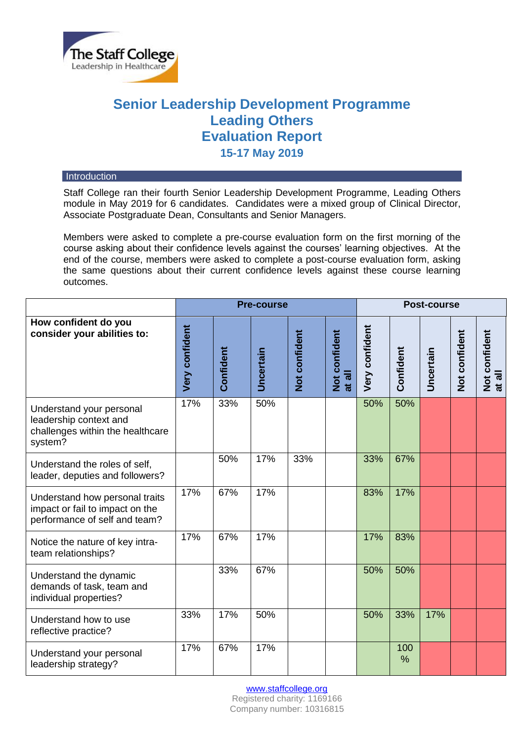The Staff College
Leadership in Healthcare

# Senior Leadership Development Programme
# Leading Others
# Evaluation Report
### 15-17 May 2019

## Introduction

Staff College ran their fourth Senior Leadership Development Programme, Leading Others module in May 2019 for 6 candidates. Candidates were a mixed group of Clinical Director, Associate Postgraduate Dean, Consultants and Senior Managers.

Members were asked to complete a pre-course evaluation form on the first morning of the course asking about their confidence levels against the courses' learning objectives. At the end of the course, members were asked to complete a post-course evaluation form, asking the same questions about their current confidence levels against these course learning outcomes.

| | Pre-course | | | | | Post-course | | | | |
|---|---|---|---|---|---|---|---|---|---|---|
| **How confident do you consider your abilities to:** | **Very confident** | **Confident** | **Uncertain** | **Not confident** | **Not confident at all** | **Very confident** | **Confident** | **Uncertain** | **Not confident** | **Not confident at all** |
| Understand your personal leadership context and challenges within the healthcare system? | 17% | 33% | 50% | | | 50% | 50% | | | |
| Understand the roles of self, leader, deputies and followers? | | 50% | 17% | 33% | | 33% | 67% | | | |
| Understand how personal traits impact or fail to impact on the performance of self and team? | 17% | 67% | 17% | | | 83% | 17% | | | |
| Notice the nature of key intra-team relationships? | 17% | 67% | 17% | | | 17% | 83% | | | |
| Understand the dynamic demands of task, team and individual properties? | | 33% | 67% | | | 50% | 50% | | | |
| Understand how to use reflective practice? | 33% | 17% | 50% | | | 50% | 33% | 17% | | |
| Understand your personal leadership strategy? | 17% | 67% | 17% | | | | 100% | | | |

www.staffcollege.org
Registered charity: 1169166
Company number: 10316815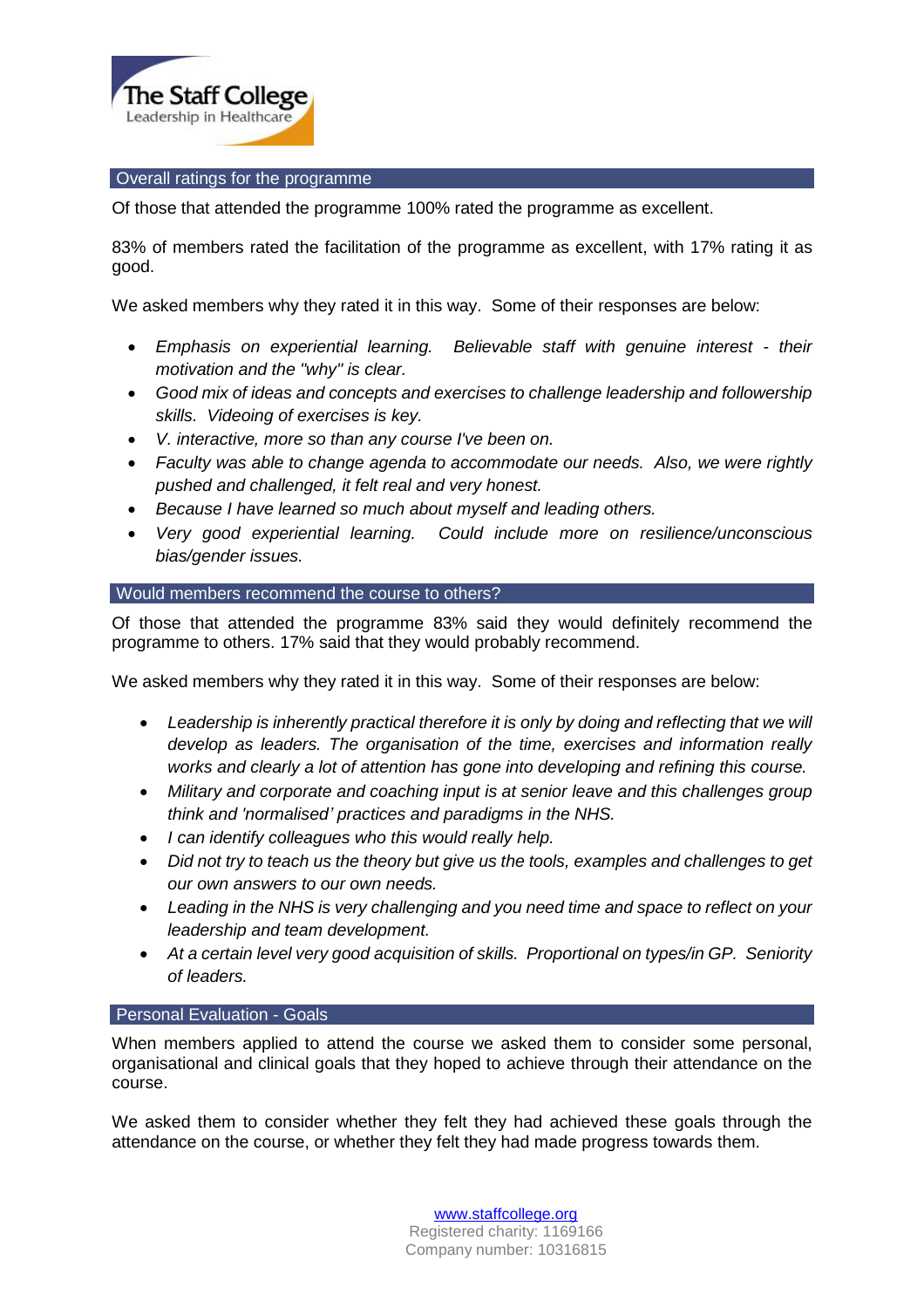## Overall ratings for the programme

Of those that attended the programme 100% rated the programme as excellent.

83% of members rated the facilitation of the programme as excellent, with 17% rating it as good.

We asked members why they rated it in this way. Some of their responses are below:

- *Emphasis on experiential learning. Believable staff with genuine interest - their motivation and the "why" is clear.*
- *Good mix of ideas and concepts and exercises to challenge leadership and followership skills. Videoing of exercises is key.*
- *V. interactive, more so than any course I've been on.*
- *Faculty was able to change agenda to accommodate our needs. Also, we were rightly pushed and challenged, it felt real and very honest.*
- *Because I have learned so much about myself and leading others.*
- *Very good experiential learning. Could include more on resilience/unconscious bias/gender issues.*

## Would members recommend the course to others?

Of those that attended the programme 83% said they would definitely recommend the programme to others. 17% said that they would probably recommend.

We asked members why they rated it in this way. Some of their responses are below:

- *Leadership is inherently practical therefore it is only by doing and reflecting that we will develop as leaders. The organisation of the time, exercises and information really works and clearly a lot of attention has gone into developing and refining this course.*
- *Military and corporate and coaching input is at senior leave and this challenges group think and 'normalised' practices and paradigms in the NHS.*
- *I can identify colleagues who this would really help.*
- *Did not try to teach us the theory but give us the tools, examples and challenges to get our own answers to our own needs.*
- *Leading in the NHS is very challenging and you need time and space to reflect on your leadership and team development.*
- *At a certain level very good acquisition of skills. Proportional on types/in GP. Seniority of leaders.*

## Personal Evaluation - Goals

When members applied to attend the course we asked them to consider some personal, organisational and clinical goals that they hoped to achieve through their attendance on the course.

We asked them to consider whether they felt they had achieved these goals through the attendance on the course, or whether they felt they had made progress towards them.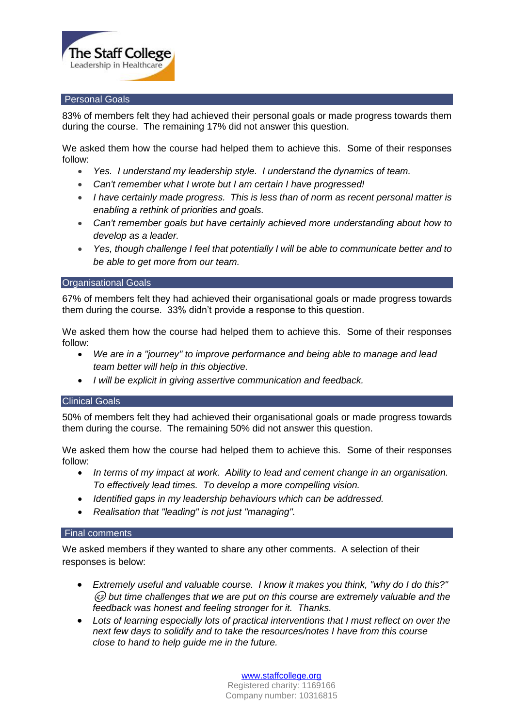## Personal Goals

83% of members felt they had achieved their personal goals or made progress towards them during the course. The remaining 17% did not answer this question.

We asked them how the course had helped them to achieve this. Some of their responses follow:

- *Yes. I understand my leadership style. I understand the dynamics of team.*
- *Can't remember what I wrote but I am certain I have progressed!*
- *I have certainly made progress. This is less than of norm as recent personal matter is enabling a rethink of priorities and goals.*
- *Can't remember goals but have certainly achieved more understanding about how to develop as a leader.*
- *Yes, though challenge I feel that potentially I will be able to communicate better and to be able to get more from our team.*

## Organisational Goals

67% of members felt they had achieved their organisational goals or made progress towards them during the course. 33% didn't provide a response to this question.

We asked them how the course had helped them to achieve this. Some of their responses follow:

- *We are in a "journey" to improve performance and being able to manage and lead team better will help in this objective.*
- *I will be explicit in giving assertive communication and feedback.*

## Clinical Goals

50% of members felt they had achieved their organisational goals or made progress towards them during the course. The remaining 50% did not answer this question.

We asked them how the course had helped them to achieve this. Some of their responses follow:

- *In terms of my impact at work. Ability to lead and cement change in an organisation. To effectively lead times. To develop a more compelling vision.*
- *Identified gaps in my leadership behaviours which can be addressed.*
- *Realisation that "leading" is not just "managing".*

## Final comments

We asked members if they wanted to share any other comments. A selection of their responses is below:

- *Extremely useful and valuable course. I know it makes you think, "why do I do this?" 😉 but time challenges that we are put on this course are extremely valuable and the feedback was honest and feeling stronger for it. Thanks.*
- *Lots of learning especially lots of practical interventions that I must reflect on over the next few days to solidify and to take the resources/notes I have from this course close to hand to help guide me in the future.*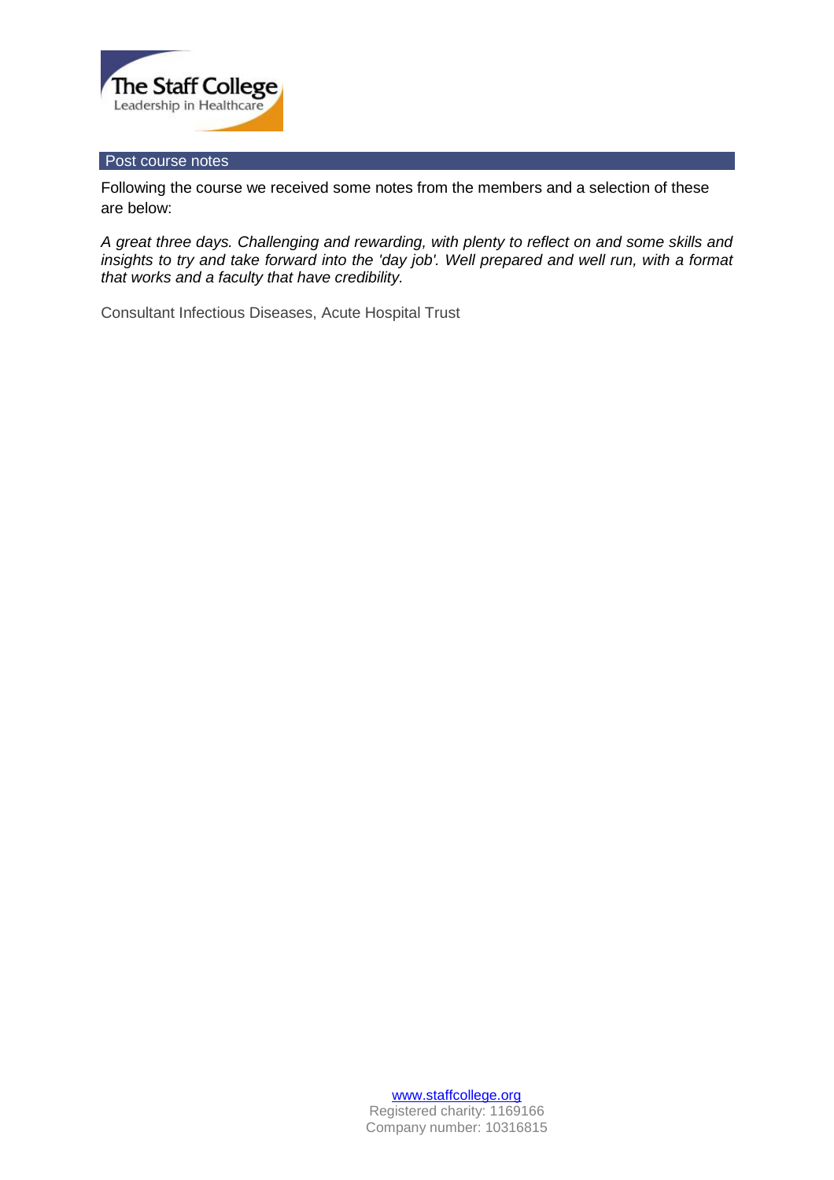## Post course notes

Following the course we received some notes from the members and a selection of these are below:

*A great three days. Challenging and rewarding, with plenty to reflect on and some skills and insights to try and take forward into the 'day job'. Well prepared and well run, with a format that works and a faculty that have credibility.*

Consultant Infectious Diseases, Acute Hospital Trust